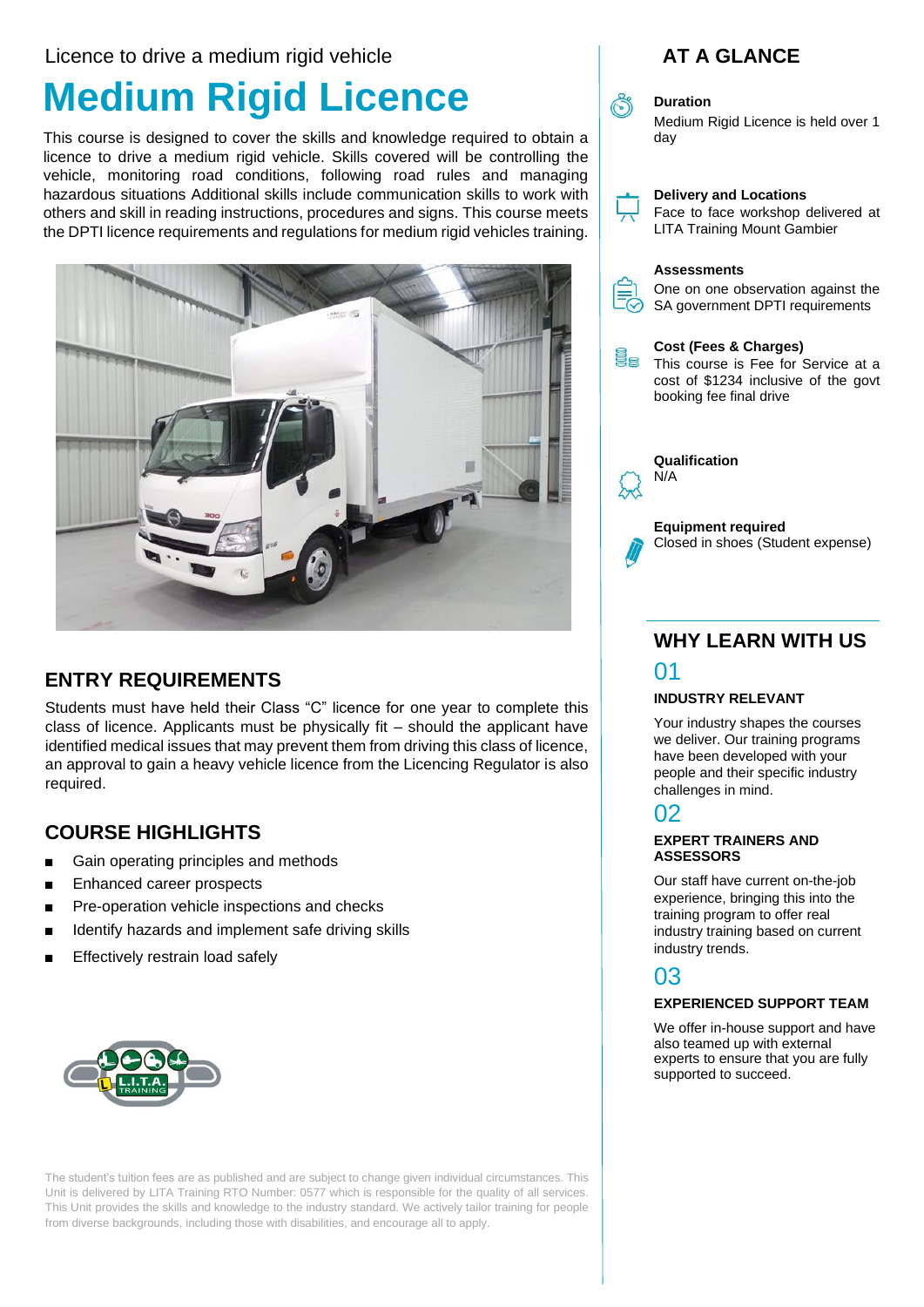Licence to drive a medium rigid vehicle

# Medium Rigid Licence

This course is designed to cover the skills and knowledge required to obtain a licence to drive a medium rigid vehicle. Skills covered will be controlling the vehicle, monitoring road conditions, following road rules and managing hazardous situations Additional skills include communication skills to work with others and skill in reading instructions, procedures and signs. This course meets the DPTI licence requirements and regulations for medium rigid vehicles training.

## ENTRY REQUIREMENTS

Students must have held their Class "C" licence for one year to complete this class of licence. Applicants must be physically fit – should the applicant have identified medical issues that may prevent them from driving this class of licence, an approval to gain a heavy vehicle licence from the Licencing Regulator is also required.

## COURSE HIGHLIGHTS

- Gain operating principles and methods
- Enhanced career prospects
- Pre-operation vehicle inspections and checks
- Identify hazards and implement safe driving skills
- Effectively restrain load safely

The student's tuition fees are as published and are subject to change given individual circumstances. This Unit is delivered by LITA Training RTO Number: 0577 which is responsible for the quality of all services. This Unit provides the skills and knowledge to the industry standard. We actively tailor training for people from diverse backgrounds, including those with disabilities, and encourage all to apply.

## AT A GLANCE

**Duration**
Medium Rigid Licence is held over 1 day

**Delivery and Locations**
Face to face workshop delivered at LITA Training Mount Gambier

**Assessments**
One on one observation against the SA government DPTI requirements

**Cost (Fees & Charges)**
This course is Fee for Service at a cost of $1234 inclusive of the govt booking fee final drive

**Qualification**
N/A

**Equipment required**
Closed in shoes (Student expense)

## WHY LEARN WITH US

01

**INDUSTRY RELEVANT**

Your industry shapes the courses we deliver. Our training programs have been developed with your people and their specific industry challenges in mind.

02

**EXPERT TRAINERS AND ASSESSORS**

Our staff have current on-the-job experience, bringing this into the training program to offer real industry training based on current industry trends.

03

**EXPERIENCED SUPPORT TEAM**

We offer in-house support and have also teamed up with external experts to ensure that you are fully supported to succeed.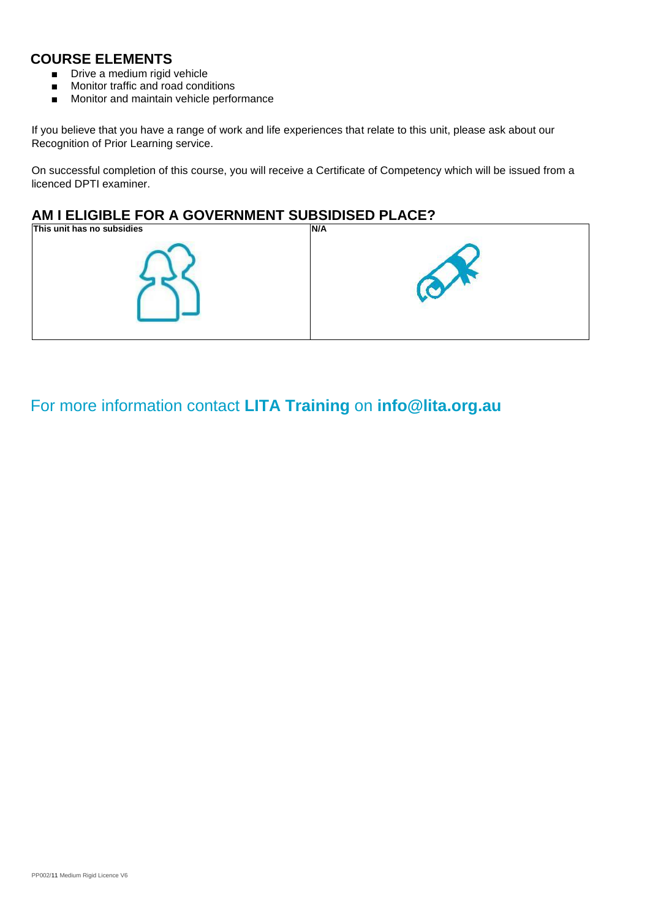## COURSE ELEMENTS

- Drive a medium rigid vehicle
- Monitor traffic and road conditions
- Monitor and maintain vehicle performance

If you believe that you have a range of work and life experiences that relate to this unit, please ask about our Recognition of Prior Learning service.

On successful completion of this course, you will receive a Certificate of Competency which will be issued from a licenced DPTI examiner.

## AM I ELIGIBLE FOR A GOVERNMENT SUBSIDISED PLACE?

| | |
|---|---|
| **This unit has no subsidies** | **N/A** |

For more information contact **LITA Training** on **info@lita.org.au**